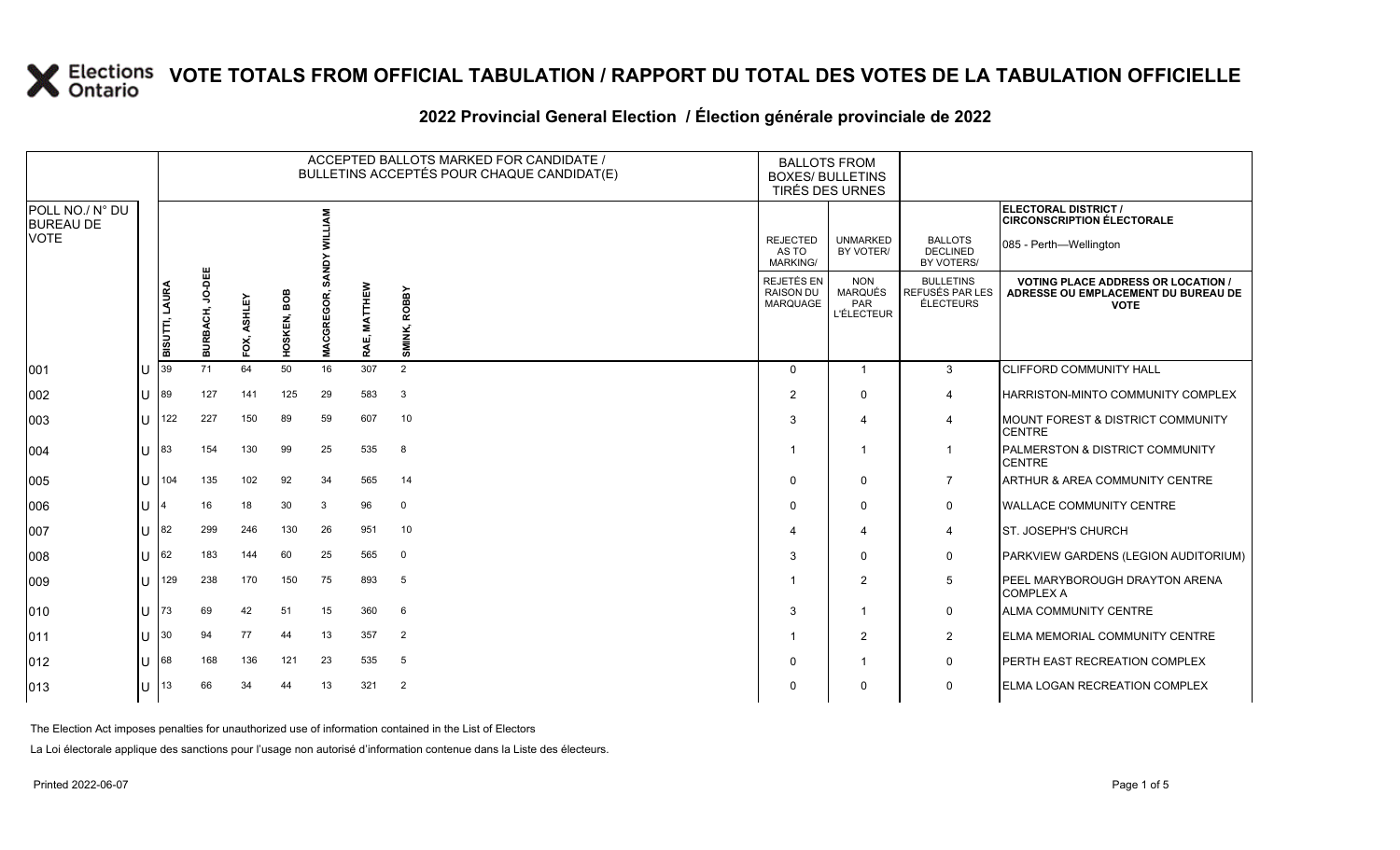# VOTE TOTALS FROM OFFICIAL TABULATION / RAPPORT DU TOTAL DES VOTES DE LA TABULATION OFFICIELLE

## 2022 Provincial General Election / Élection générale provinciale de 2022

| POLL NO./ N° DU BUREAU DE VOTE | | ACCEPTED BALLOTS MARKED FOR CANDIDATE / BULLETINS ACCEPTÉS POUR CHAQUE CANDIDAT(E) | | | | | | | BALLOTS FROM BOXES/ BULLETINS TIRÉS DES URNES | | | ELECTORAL DISTRICT / CIRCONSCRIPTION ÉLECTORALE 085 - Perth—Wellington |
|---|---|---|---|---|---|---|---|---|---|---|---|---|
| | | BISUTTI, LAURA | BURBACH, JO-DEE | FOX, ASHLEY | HOSKEN, BOB | MACGREGOR, SANDY WILLIAM | RAE, MATTHEW | SMINK, ROBBY | REJECTED AS TO MARKING/ REJETÉS EN RAISON DU MARQUAGE | UNMARKED BY VOTER/ NON MARQUÉS PAR L'ÉLECTEUR | BALLOTS DECLINED BY VOTERS/ BULLETINS REFUSÉS PAR LES ÉLECTEURS | VOTING PLACE ADDRESS OR LOCATION / ADRESSE OU EMPLACEMENT DU BUREAU DE VOTE |
| 001 | U | 39 | 71 | 64 | 50 | 16 | 307 | 2 | 0 | 1 | 3 | CLIFFORD COMMUNITY HALL |
| 002 | U | 89 | 127 | 141 | 125 | 29 | 583 | 3 | 2 | 0 | 4 | HARRISTON-MINTO COMMUNITY COMPLEX |
| 003 | U | 122 | 227 | 150 | 89 | 59 | 607 | 10 | 3 | 4 | 4 | MOUNT FOREST & DISTRICT COMMUNITY CENTRE |
| 004 | U | 83 | 154 | 130 | 99 | 25 | 535 | 8 | 1 | 1 | 1 | PALMERSTON & DISTRICT COMMUNITY CENTRE |
| 005 | U | 104 | 135 | 102 | 92 | 34 | 565 | 14 | 0 | 0 | 7 | ARTHUR & AREA COMMUNITY CENTRE |
| 006 | U | 4 | 16 | 18 | 30 | 3 | 96 | 0 | 0 | 0 | 0 | WALLACE COMMUNITY CENTRE |
| 007 | U | 82 | 299 | 246 | 130 | 26 | 951 | 10 | 4 | 4 | 4 | ST. JOSEPH'S CHURCH |
| 008 | U | 62 | 183 | 144 | 60 | 25 | 565 | 0 | 3 | 0 | 0 | PARKVIEW GARDENS (LEGION AUDITORIUM) |
| 009 | U | 129 | 238 | 170 | 150 | 75 | 893 | 5 | 1 | 2 | 5 | PEEL MARYBOROUGH DRAYTON ARENA COMPLEX A |
| 010 | U | 73 | 69 | 42 | 51 | 15 | 360 | 6 | 3 | 1 | 0 | ALMA COMMUNITY CENTRE |
| 011 | U | 30 | 94 | 77 | 44 | 13 | 357 | 2 | 1 | 2 | 2 | ELMA MEMORIAL COMMUNITY CENTRE |
| 012 | U | 68 | 168 | 136 | 121 | 23 | 535 | 5 | 0 | 1 | 0 | PERTH EAST RECREATION COMPLEX |
| 013 | U | 13 | 66 | 34 | 44 | 13 | 321 | 2 | 0 | 0 | 0 | ELMA LOGAN RECREATION COMPLEX |

The Election Act imposes penalties for unauthorized use of information contained in the List of Electors

La Loi électorale applique des sanctions pour l'usage non autorisé d'information contenue dans la Liste des électeurs.

Printed 2022-06-07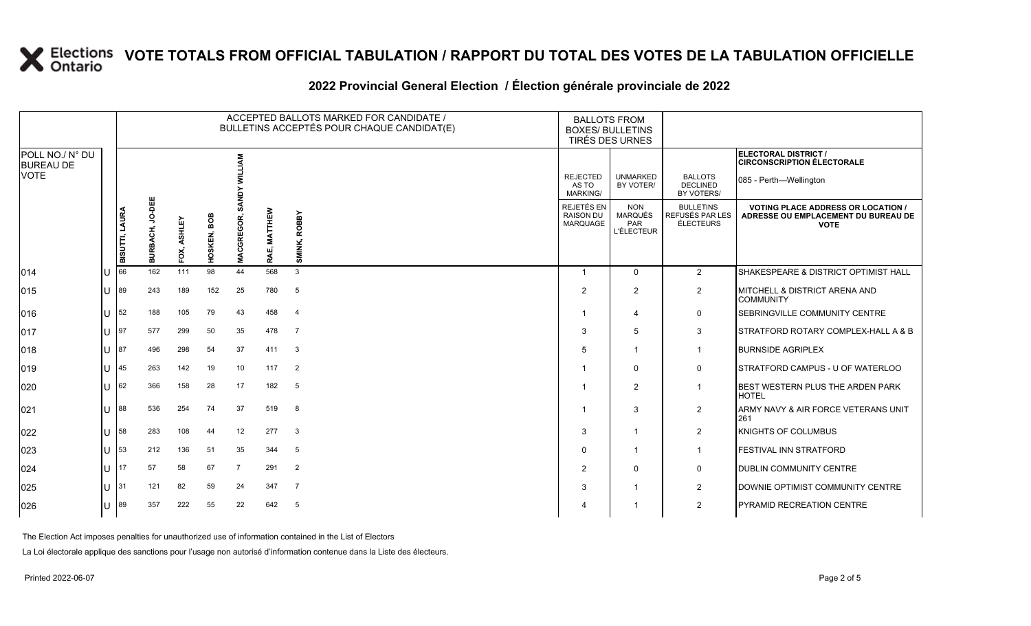# VOTE TOTALS FROM OFFICIAL TABULATION / RAPPORT DU TOTAL DES VOTES DE LA TABULATION OFFICIELLE

## 2022 Provincial General Election / Élection générale provinciale de 2022

ELECTORAL DISTRICT / CIRCONSCRIPTION ÉLECTORALE: 085 - Perth—Wellington

| POLL NO./ N° DU BUREAU DE VOTE | | ACCEPTED BALLOTS MARKED FOR CANDIDATE / BULLETINS ACCEPTÉS POUR CHAQUE CANDIDAT(E) | | | | | | | BALLOTS FROM BOXES/ BULLETINS TIRÉS DES URNES | | | |
|---|---|---|---|---|---|---|---|---|---|---|---|---|
| | | BISUTTI, LAURA | BURBACH, JO-DEE | FOX, ASHLEY | HOSKEN, BOB | MACGREGOR, SANDY WILLIAM | RAE, MATTHEW | SMINK, ROBBY | REJECTED AS TO MARKING/ REJETÉS EN RAISON DU MARQUAGE | UNMARKED BY VOTER/ NON MARQUÉS PAR L'ÉLECTEUR | BALLOTS DECLINED BY VOTERS/ BULLETINS REFUSÉS PAR LES ÉLECTEURS | VOTING PLACE ADDRESS OR LOCATION / ADRESSE OU EMPLACEMENT DU BUREAU DE VOTE |
| 014 | U | 66 | 162 | 111 | 98 | 44 | 568 | 3 | 1 | 0 | 2 | SHAKESPEARE & DISTRICT OPTIMIST HALL |
| 015 | U | 89 | 243 | 189 | 152 | 25 | 780 | 5 | 2 | 2 | 2 | MITCHELL & DISTRICT ARENA AND COMMUNITY |
| 016 | U | 52 | 188 | 105 | 79 | 43 | 458 | 4 | 1 | 4 | 0 | SEBRINGVILLE COMMUNITY CENTRE |
| 017 | U | 97 | 577 | 299 | 50 | 35 | 478 | 7 | 3 | 5 | 3 | STRATFORD ROTARY COMPLEX-HALL A & B |
| 018 | U | 87 | 496 | 298 | 54 | 37 | 411 | 3 | 5 | 1 | 1 | BURNSIDE AGRIPLEX |
| 019 | U | 45 | 263 | 142 | 19 | 10 | 117 | 2 | 1 | 0 | 0 | STRATFORD CAMPUS - U OF WATERLOO |
| 020 | U | 62 | 366 | 158 | 28 | 17 | 182 | 5 | 1 | 2 | 1 | BEST WESTERN PLUS THE ARDEN PARK HOTEL |
| 021 | U | 88 | 536 | 254 | 74 | 37 | 519 | 8 | 1 | 3 | 2 | ARMY NAVY & AIR FORCE VETERANS UNIT 261 |
| 022 | U | 58 | 283 | 108 | 44 | 12 | 277 | 3 | 3 | 1 | 2 | KNIGHTS OF COLUMBUS |
| 023 | U | 53 | 212 | 136 | 51 | 35 | 344 | 5 | 0 | 1 | 1 | FESTIVAL INN STRATFORD |
| 024 | U | 17 | 57 | 58 | 67 | 7 | 291 | 2 | 2 | 0 | 0 | DUBLIN COMMUNITY CENTRE |
| 025 | U | 31 | 121 | 82 | 59 | 24 | 347 | 7 | 3 | 1 | 2 | DOWNIE OPTIMIST COMMUNITY CENTRE |
| 026 | U | 89 | 357 | 222 | 55 | 22 | 642 | 5 | 4 | 1 | 2 | PYRAMID RECREATION CENTRE |

The Election Act imposes penalties for unauthorized use of information contained in the List of Electors

La Loi électorale applique des sanctions pour l'usage non autorisé d'information contenue dans la Liste des électeurs.

Printed 2022-06-07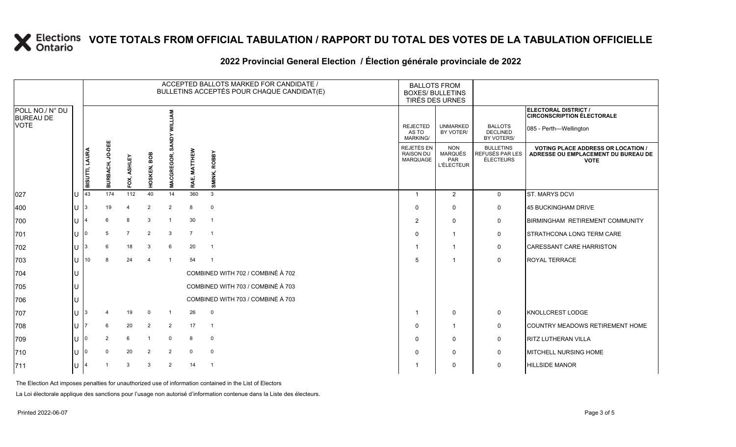# VOTE TOTALS FROM OFFICIAL TABULATION / RAPPORT DU TOTAL DES VOTES DE LA TABULATION OFFICIELLE

## 2022 Provincial General Election / Élection générale provinciale de 2022

ELECTORAL DISTRICT / CIRCONSCRIPTION ÉLECTORALE: 085 - Perth—Wellington

| POLL NO./ N° DU BUREAU DE VOTE | | ACCEPTED BALLOTS MARKED FOR CANDIDATE / BULLETINS ACCEPTÉS POUR CHAQUE CANDIDAT(E) | | | | | | | BALLOTS FROM BOXES/ BULLETINS TIRÉS DES URNES | | | |
|---|---|---|---|---|---|---|---|---|---|---|---|---|
| | | BISUTTI, LAURA | BURBACH, JO-DEE | FOX, ASHLEY | HOSKEN, BOB | MACGREGOR, SANDY WILLIAM | RAE, MATTHEW | SMINK, ROBBY | REJECTED AS TO MARKING/ REJETÉS EN RAISON DU MARQUAGE | UNMARKED BY VOTER/ NON MARQUÉS PAR L'ÉLECTEUR | BALLOTS DECLINED BY VOTERS/ BULLETINS REFUSÉS PAR LES ÉLECTEURS | VOTING PLACE ADDRESS OR LOCATION / ADRESSE OU EMPLACEMENT DU BUREAU DE VOTE |
| 027 | U | 43 | 174 | 112 | 40 | 14 | 360 | 3 | 1 | 2 | 0 | ST. MARYS DCVI |
| 400 | U | 3 | 19 | 4 | 2 | 2 | 8 | 0 | 0 | 0 | 0 | 45 BUCKINGHAM DRIVE |
| 700 | U | 4 | 6 | 8 | 3 | 1 | 30 | 1 | 2 | 0 | 0 | BIRMINGHAM RETIREMENT COMMUNITY |
| 701 | U | 0 | 5 | 7 | 2 | 3 | 7 | 1 | 0 | 1 | 0 | STRATHCONA LONG TERM CARE |
| 702 | U | 3 | 6 | 18 | 3 | 6 | 20 | 1 | 1 | 1 | 0 | CARESSANT CARE HARRISTON |
| 703 | U | 10 | 8 | 24 | 4 | 1 | 54 | 1 | 5 | 1 | 0 | ROYAL TERRACE |
| 704 | U | COMBINED WITH 702 / COMBINÉ À 702 | | | | | | | | | | |
| 705 | U | COMBINED WITH 703 / COMBINÉ À 703 | | | | | | | | | | |
| 706 | U | COMBINED WITH 703 / COMBINÉ À 703 | | | | | | | | | | |
| 707 | U | 3 | 4 | 19 | 0 | 1 | 26 | 0 | 1 | 0 | 0 | KNOLLCREST LODGE |
| 708 | U | 7 | 6 | 20 | 2 | 2 | 17 | 1 | 0 | 1 | 0 | COUNTRY MEADOWS RETIREMENT HOME |
| 709 | U | 0 | 2 | 6 | 1 | 0 | 8 | 0 | 0 | 0 | 0 | RITZ LUTHERAN VILLA |
| 710 | U | 0 | 0 | 20 | 2 | 2 | 0 | 0 | 0 | 0 | 0 | MITCHELL NURSING HOME |
| 711 | U | 4 | 1 | 3 | 3 | 2 | 14 | 1 | 1 | 0 | 0 | HILLSIDE MANOR |

The Election Act imposes penalties for unauthorized use of information contained in the List of Electors

La Loi électorale applique des sanctions pour l'usage non autorisé d'information contenue dans la Liste des électeurs.

Printed 2022-06-07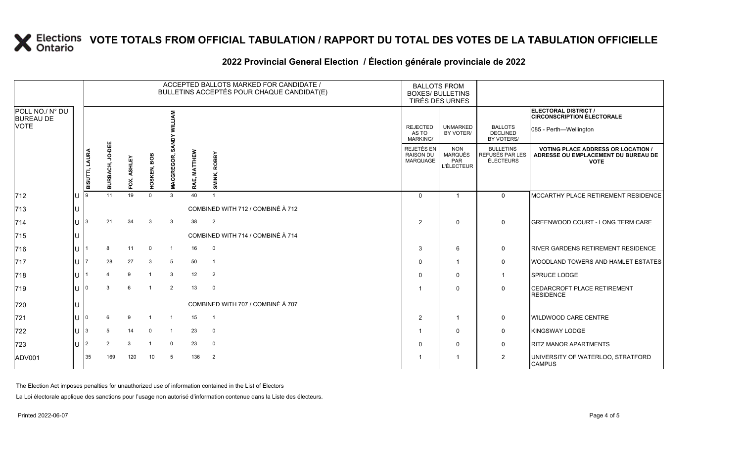# VOTE TOTALS FROM OFFICIAL TABULATION / RAPPORT DU TOTAL DES VOTES DE LA TABULATION OFFICIELLE

## 2022 Provincial General Election / Élection générale provinciale de 2022

ELECTORAL DISTRICT / CIRCONSCRIPTION ÉLECTORALE: 085 - Perth—Wellington

| POLL NO./ N° DU BUREAU DE VOTE | | ACCEPTED BALLOTS MARKED FOR CANDIDATE / BULLETINS ACCEPTÉS POUR CHAQUE CANDIDAT(E) | | | | | | | BALLOTS FROM BOXES/ BULLETINS TIRÉS DES URNES | | | |
|---|---|---|---|---|---|---|---|---|---|---|---|---|
| | | BISUTTI, LAURA | BURBACH, JO-DEE | FOX, ASHLEY | HOSKEN, BOB | MACGREGOR, SANDY WILLIAM | RAE, MATTHEW | SMINK, ROBBY | REJECTED AS TO MARKING/ REJETÉS EN RAISON DU MARQUAGE | UNMARKED BY VOTER/ NON MARQUÉS PAR L'ÉLECTEUR | BALLOTS DECLINED BY VOTERS/ BULLETINS REFUSÉS PAR LES ÉLECTEURS | VOTING PLACE ADDRESS OR LOCATION / ADRESSE OU EMPLACEMENT DU BUREAU DE VOTE |
| 712 | U | 9 | 11 | 19 | 0 | 3 | 40 | 1 | 0 | 1 | 0 | MCCARTHY PLACE RETIREMENT RESIDENCE |
| 713 | U | COMBINED WITH 712 / COMBINÉ À 712 | | | | | | | | | | |
| 714 | U | 3 | 21 | 34 | 3 | 3 | 38 | 2 | 2 | 0 | 0 | GREENWOOD COURT - LONG TERM CARE |
| 715 | U | COMBINED WITH 714 / COMBINÉ À 714 | | | | | | | | | | |
| 716 | U | 1 | 8 | 11 | 0 | 1 | 16 | 0 | 3 | 6 | 0 | RIVER GARDENS RETIREMENT RESIDENCE |
| 717 | U | 7 | 28 | 27 | 3 | 5 | 50 | 1 | 0 | 1 | 0 | WOODLAND TOWERS AND HAMLET ESTATES |
| 718 | U | 1 | 4 | 9 | 1 | 3 | 12 | 2 | 0 | 0 | 1 | SPRUCE LODGE |
| 719 | U | 0 | 3 | 6 | 1 | 2 | 13 | 0 | 1 | 0 | 0 | CEDARCROFT PLACE RETIREMENT RESIDENCE |
| 720 | U | COMBINED WITH 707 / COMBINÉ À 707 | | | | | | | | | | |
| 721 | U | 0 | 6 | 9 | 1 | 1 | 15 | 1 | 2 | 1 | 0 | WILDWOOD CARE CENTRE |
| 722 | U | 3 | 5 | 14 | 0 | 1 | 23 | 0 | 1 | 0 | 0 | KINGSWAY LODGE |
| 723 | U | 2 | 2 | 3 | 1 | 0 | 23 | 0 | 0 | 0 | 0 | RITZ MANOR APARTMENTS |
| ADV001 | | 35 | 169 | 120 | 10 | 5 | 136 | 2 | 1 | 1 | 2 | UNIVERSITY OF WATERLOO, STRATFORD CAMPUS |

The Election Act imposes penalties for unauthorized use of information contained in the List of Electors

La Loi électorale applique des sanctions pour l'usage non autorisé d'information contenue dans la Liste des électeurs.

Printed 2022-06-07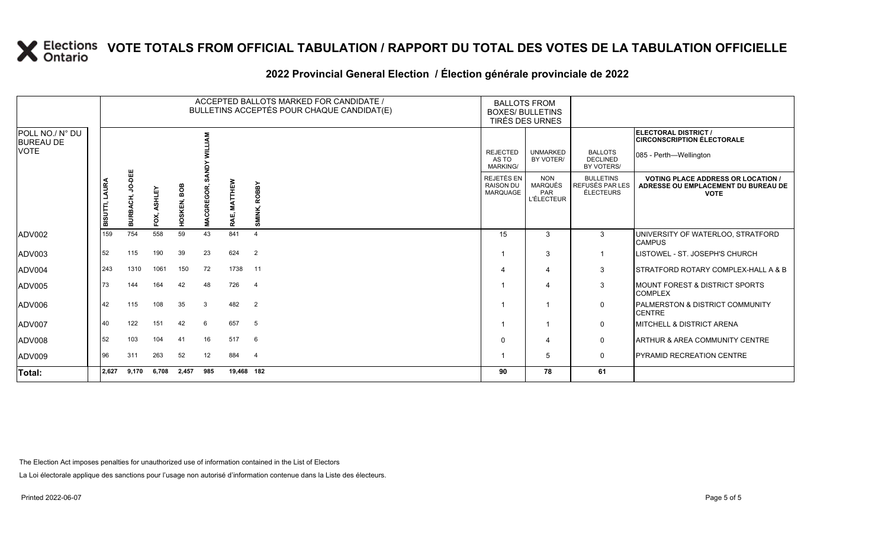# VOTE TOTALS FROM OFFICIAL TABULATION / RAPPORT DU TOTAL DES VOTES DE LA TABULATION OFFICIELLE

## 2022 Provincial General Election / Élection générale provinciale de 2022

| POLL NO./ N° DU BUREAU DE VOTE | ACCEPTED BALLOTS MARKED FOR CANDIDATE / BULLETINS ACCEPTÉS POUR CHAQUE CANDIDAT(E) | | | | | | | BALLOTS FROM BOXES/ BULLETINS TIRÉS DES URNES | | | ELECTORAL DISTRICT / CIRCONSCRIPTION ÉLECTORALE 085 - Perth—Wellington |
|---|---|---|---|---|---|---|---|---|---|---|---|
| | BISUTTI, LAURA | BURBACH, JO-DEE | FOX, ASHLEY | HOSKEN, BOB | MACGREGOR, SANDY WILLIAM | RAE, MATTHEW | SMINK, ROBBY | REJECTED AS TO MARKING/ REJETÉS EN RAISON DU MARQUAGE | UNMARKED BY VOTER/ NON MARQUÉS PAR L'ÉLECTEUR | BALLOTS DECLINED BY VOTERS/ BULLETINS REFUSÉS PAR LES ÉLECTEURS | VOTING PLACE ADDRESS OR LOCATION / ADRESSE OU EMPLACEMENT DU BUREAU DE VOTE |
| ADV002 | 159 | 754 | 558 | 59 | 43 | 841 | 4 | 15 | 3 | 3 | UNIVERSITY OF WATERLOO, STRATFORD CAMPUS |
| ADV003 | 52 | 115 | 190 | 39 | 23 | 624 | 2 | 1 | 3 | 1 | LISTOWEL - ST. JOSEPH'S CHURCH |
| ADV004 | 243 | 1310 | 1061 | 150 | 72 | 1738 | 11 | 4 | 4 | 3 | STRATFORD ROTARY COMPLEX-HALL A & B |
| ADV005 | 73 | 144 | 164 | 42 | 48 | 726 | 4 | 1 | 4 | 3 | MOUNT FOREST & DISTRICT SPORTS COMPLEX |
| ADV006 | 42 | 115 | 108 | 35 | 3 | 482 | 2 | 1 | 1 | 0 | PALMERSTON & DISTRICT COMMUNITY CENTRE |
| ADV007 | 40 | 122 | 151 | 42 | 6 | 657 | 5 | 1 | 1 | 0 | MITCHELL & DISTRICT ARENA |
| ADV008 | 52 | 103 | 104 | 41 | 16 | 517 | 6 | 0 | 4 | 0 | ARTHUR & AREA COMMUNITY CENTRE |
| ADV009 | 96 | 311 | 263 | 52 | 12 | 884 | 4 | 1 | 5 | 0 | PYRAMID RECREATION CENTRE |
| **Total:** | **2,627** | **9,170** | **6,708** | **2,457** | **985** | **19,468** | **182** | **90** | **78** | **61** | |

The Election Act imposes penalties for unauthorized use of information contained in the List of Electors

La Loi électorale applique des sanctions pour l'usage non autorisé d'information contenue dans la Liste des électeurs.

Printed 2022-06-07